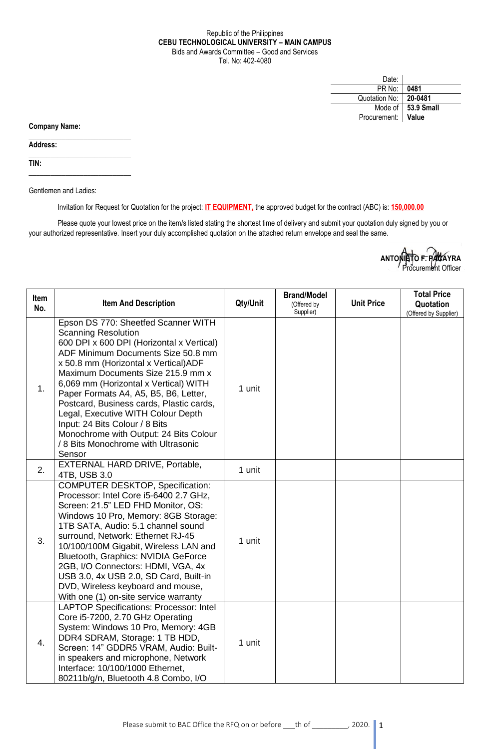Republic of the Philippines
**CEBU TECHNOLOGICAL UNIVERSITY – MAIN CAMPUS**
Bids and Awards Committee – Good and Services
Tel. No: 402-4080

| | |
|---|---|
| Date: | |
| PR No: | **0481** |
| Quotation No: | **20-0481** |
| Mode of Procurement: | **53.9 Small Value** |

**Company Name:** ___________________________

**Address:** ___________________________

**TIN:** ___________________________

Gentlemen and Ladies:

Invitation for Request for Quotation for the project: **IT EQUIPMENT,** the approved budget for the contract (ABC) is: **150,000.00**

Please quote your lowest price on the item/s listed stating the shortest time of delivery and submit your quotation duly signed by you or your authorized representative. Insert your duly accomplished quotation on the attached return envelope and seal the same.

**ANTONIETO F. PACAYRA**
Procurement Officer

| Item No. | Item And Description | Qty/Unit | Brand/Model (Offered by Supplier) | Unit Price | Total Price Quotation (Offered by Supplier) |
|---|---|---|---|---|---|
| 1. | Epson DS 770: Sheetfed Scanner WITH Scanning Resolution 600 DPI x 600 DPI (Horizontal x Vertical) ADF Minimum Documents Size 50.8 mm x 50.8 mm (Horizontal x Vertical)ADF Maximum Documents Size 215.9 mm x 6,069 mm (Horizontal x Vertical) WITH Paper Formats A4, A5, B5, B6, Letter, Postcard, Business cards, Plastic cards, Legal, Executive WITH Colour Depth Input: 24 Bits Colour / 8 Bits Monochrome with Output: 24 Bits Colour / 8 Bits Monochrome with Ultrasonic Sensor | 1 unit | | | |
| 2. | EXTERNAL HARD DRIVE, Portable, 4TB, USB 3.0 | 1 unit | | | |
| 3. | COMPUTER DESKTOP, Specification: Processor: Intel Core i5-6400 2.7 GHz, Screen: 21.5" LED FHD Monitor, OS: Windows 10 Pro, Memory: 8GB Storage: 1TB SATA, Audio: 5.1 channel sound surround, Network: Ethernet RJ-45 10/100/100M Gigabit, Wireless LAN and Bluetooth, Graphics: NVIDIA GeForce 2GB, I/O Connectors: HDMI, VGA, 4x USB 3.0, 4x USB 2.0, SD Card, Built-in DVD, Wireless keyboard and mouse, With one (1) on-site service warranty | 1 unit | | | |
| 4. | LAPTOP Specifications: Processor: Intel Core i5-7200, 2.70 GHz Operating System: Windows 10 Pro, Memory: 4GB DDR4 SDRAM, Storage: 1 TB HDD, Screen: 14" GDDR5 VRAM, Audio: Built-in speakers and microphone, Network Interface: 10/100/1000 Ethernet, 80211b/g/n, Bluetooth 4.8 Combo, I/O | 1 unit | | | |

Please submit to BAC Office the RFQ on or before ___th of _________, 2020.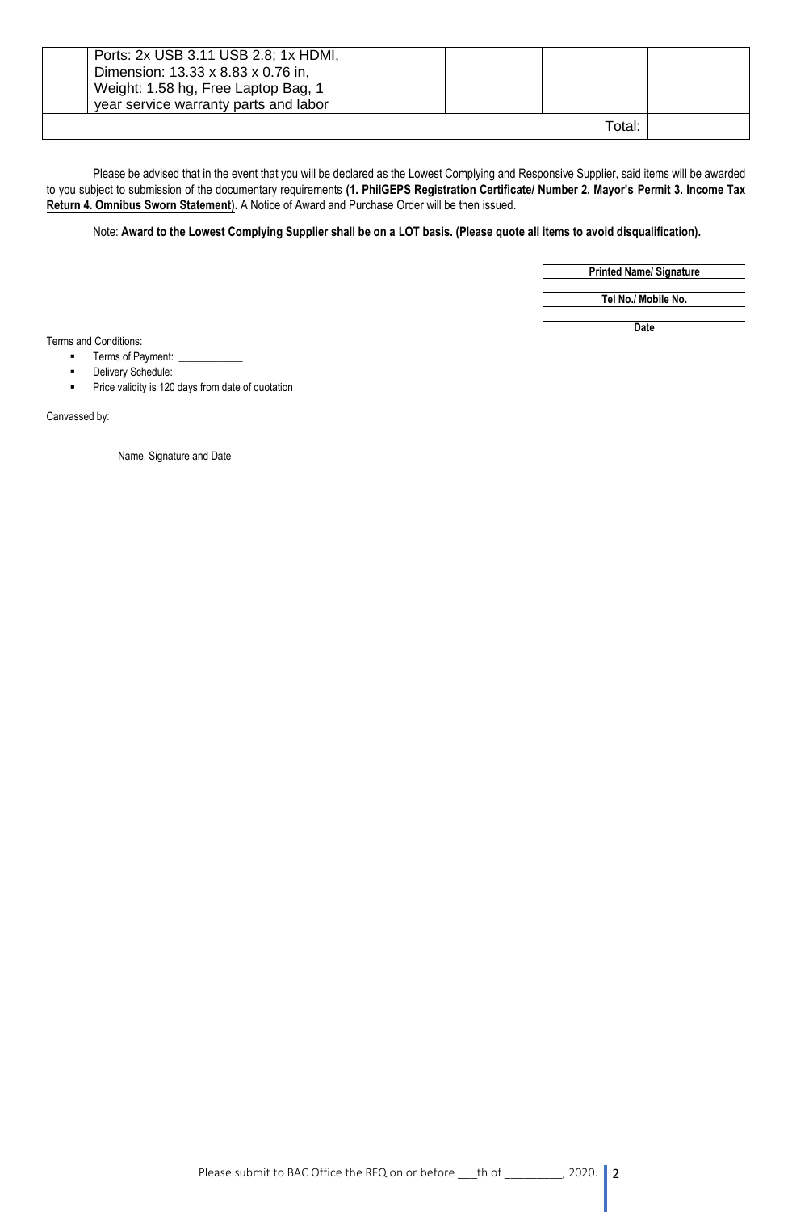| | | | | | |
|---|---|---|---|---|---|
| | Ports: 2x USB 3.11 USB 2.8; 1x HDMI, Dimension: 13.33 x 8.83 x 0.76 in, Weight: 1.58 hg, Free Laptop Bag, 1 year service warranty parts and labor | | | | |
| | | | | Total: | |

Please be advised that in the event that you will be declared as the Lowest Complying and Responsive Supplier, said items will be awarded to you subject to submission of the documentary requirements **(1. PhilGEPS Registration Certificate/ Number 2. Mayor's Permit 3. Income Tax Return 4. Omnibus Sworn Statement).** A Notice of Award and Purchase Order will be then issued.

Note: **Award to the Lowest Complying Supplier shall be on a LOT basis. (Please quote all items to avoid disqualification).**

**Printed Name/ Signature**

**Tel No./ Mobile No.**

**Date**

Terms and Conditions:

- Terms of Payment: ____________
- Delivery Schedule: ____________
- Price validity is 120 days from date of quotation

Canvassed by:

_______________________________________
Name, Signature and Date

Please submit to BAC Office the RFQ on or before ___th of _________, 2020.